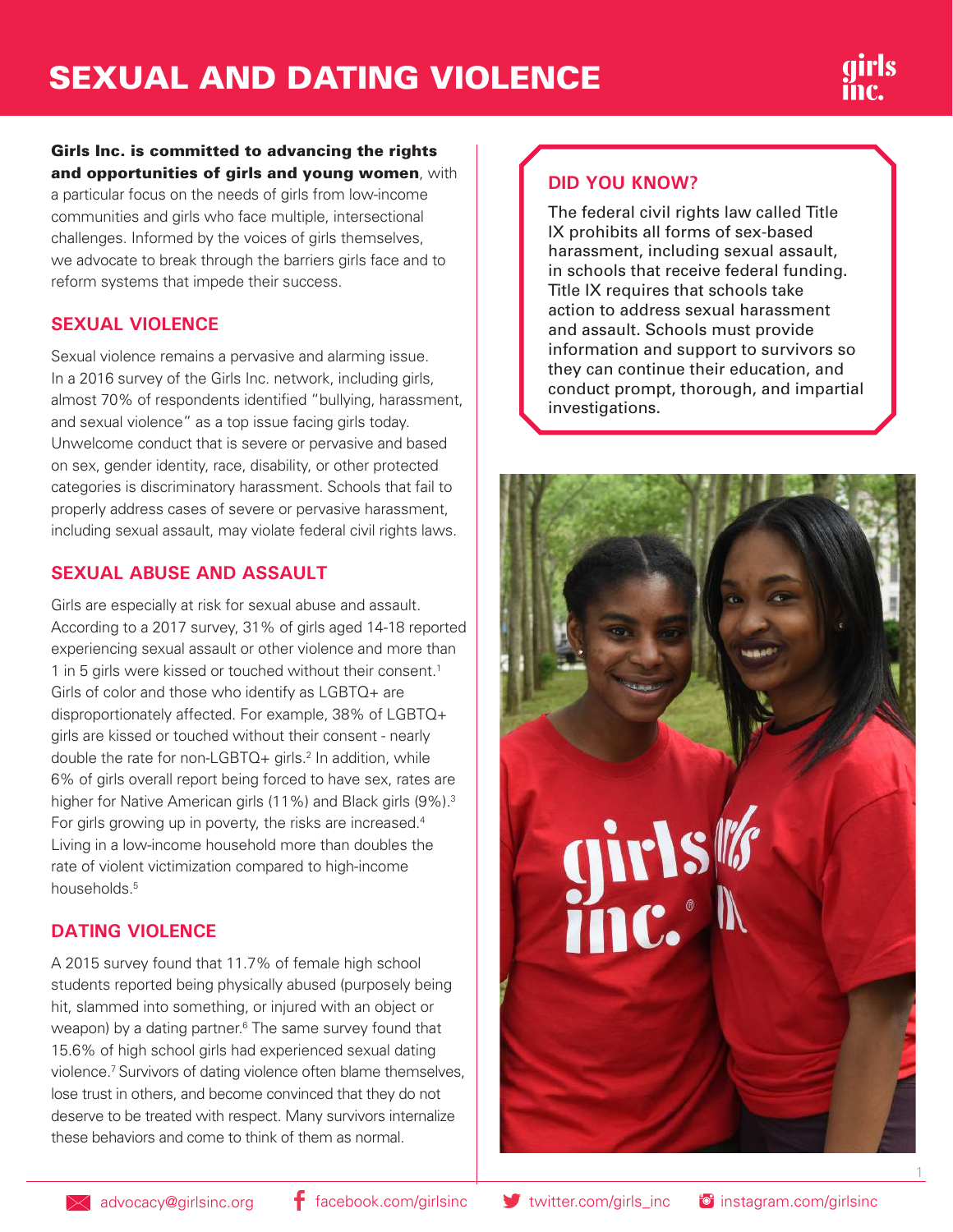# SEXUAL AND DATING VIOLENCE

**Girls Inc. is committed to advancing the rights and opportunities of girls and young women**, with a particular focus on the needs of girls from low-income communities and girls who face multiple, intersectional challenges. Informed by the voices of girls themselves, we advocate to break through the barriers girls face and to reform systems that impede their success.

## SEXUAL VIOLENCE

Sexual violence remains a pervasive and alarming issue. In a 2016 survey of the Girls Inc. network, including girls, almost 70% of respondents identified "bullying, harassment, and sexual violence" as a top issue facing girls today. Unwelcome conduct that is severe or pervasive and based on sex, gender identity, race, disability, or other protected categories is discriminatory harassment. Schools that fail to properly address cases of severe or pervasive harassment, including sexual assault, may violate federal civil rights laws.

## SEXUAL ABUSE AND ASSAULT

Girls are especially at risk for sexual abuse and assault. According to a 2017 survey, 31% of girls aged 14-18 reported experiencing sexual assault or other violence and more than 1 in 5 girls were kissed or touched without their consent.[1] Girls of color and those who identify as LGBTQ+ are disproportionately affected. For example, 38% of LGBTQ+ girls are kissed or touched without their consent - nearly double the rate for non-LGBTQ+ girls.[2] In addition, while 6% of girls overall report being forced to have sex, rates are higher for Native American girls (11%) and Black girls (9%).[3] For girls growing up in poverty, the risks are increased.[4] Living in a low-income household more than doubles the rate of violent victimization compared to high-income households.[5]

## DATING VIOLENCE

A 2015 survey found that 11.7% of female high school students reported being physically abused (purposely being hit, slammed into something, or injured with an object or weapon) by a dating partner.[6] The same survey found that 15.6% of high school girls had experienced sexual dating violence.[7] Survivors of dating violence often blame themselves, lose trust in others, and become convinced that they do not deserve to be treated with respect. Many survivors internalize these behaviors and come to think of them as normal.

## DID YOU KNOW?

The federal civil rights law called Title IX prohibits all forms of sex-based harassment, including sexual assault, in schools that receive federal funding. Title IX requires that schools take action to address sexual harassment and assault. Schools must provide information and support to survivors so they can continue their education, and conduct prompt, thorough, and impartial investigations.

advocacy@girlsinc.org | facebook.com/girlsinc | twitter.com/girls_inc | instagram.com/girlsinc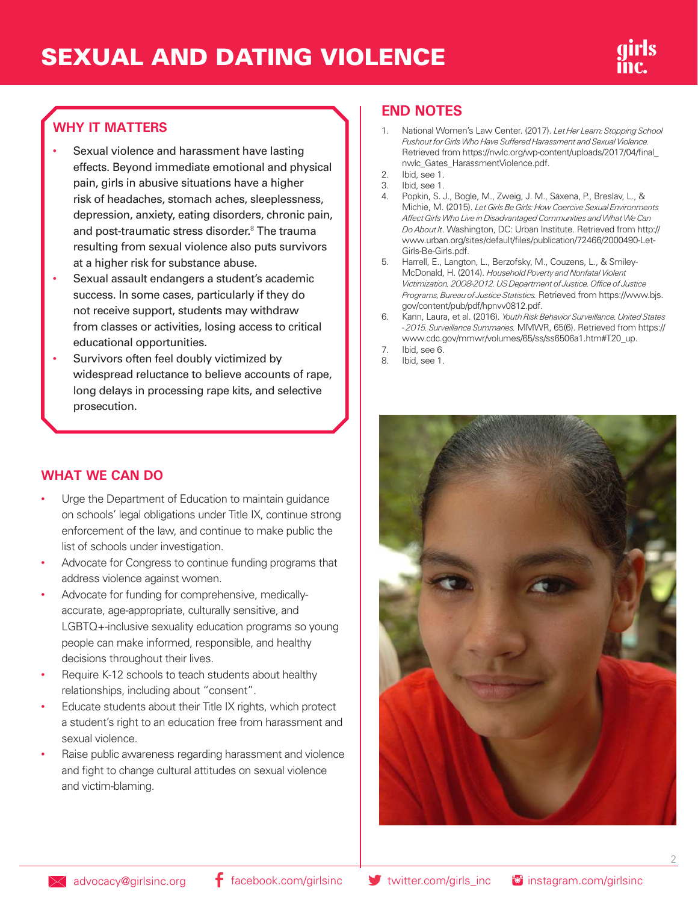# SEXUAL AND DATING VIOLENCE

## WHY IT MATTERS

- Sexual violence and harassment have lasting effects. Beyond immediate emotional and physical pain, girls in abusive situations have a higher risk of headaches, stomach aches, sleeplessness, depression, anxiety, eating disorders, chronic pain, and post-traumatic stress disorder.[8] The trauma resulting from sexual violence also puts survivors at a higher risk for substance abuse.
- Sexual assault endangers a student's academic success. In some cases, particularly if they do not receive support, students may withdraw from classes or activities, losing access to critical educational opportunities.
- Survivors often feel doubly victimized by widespread reluctance to believe accounts of rape, long delays in processing rape kits, and selective prosecution.

## WHAT WE CAN DO

- Urge the Department of Education to maintain guidance on schools' legal obligations under Title IX, continue strong enforcement of the law, and continue to make public the list of schools under investigation.
- Advocate for Congress to continue funding programs that address violence against women.
- Advocate for funding for comprehensive, medically-accurate, age-appropriate, culturally sensitive, and LGBTQ+-inclusive sexuality education programs so young people can make informed, responsible, and healthy decisions throughout their lives.
- Require K-12 schools to teach students about healthy relationships, including about "consent".
- Educate students about their Title IX rights, which protect a student's right to an education free from harassment and sexual violence.
- Raise public awareness regarding harassment and violence and fight to change cultural attitudes on sexual violence and victim-blaming.

## END NOTES

1. National Women's Law Center. (2017). *Let Her Learn: Stopping School Pushout for Girls Who Have Suffered Harassment and Sexual Violence.* Retrieved from https://nwlc.org/wp-content/uploads/2017/04/final_nwlc_Gates_HarassmentViolence.pdf.
2. Ibid, see 1.
3. Ibid, see 1.
4. Popkin, S. J., Bogle, M., Zweig, J. M., Saxena, P., Breslav, L., & Michie, M. (2015). *Let Girls Be Girls: How Coercive Sexual Environments Affect Girls Who Live in Disadvantaged Communities and What We Can Do About It*. Washington, DC: Urban Institute. Retrieved from http://www.urban.org/sites/default/files/publication/72466/2000490-Let-Girls-Be-Girls.pdf.
5. Harrell, E., Langton, L., Berzofsky, M., Couzens, L., & Smiley-McDonald, H. (2014). *Household Poverty and Nonfatal Violent Victimization, 2008-2012. US Department of Justice, Office of Justice Programs, Bureau of Justice Statistics.* Retrieved from https://www.bjs.gov/content/pub/pdf/hpnvv0812.pdf.
6. Kann, Laura, et al. (2016). *Youth Risk Behavior Surveillance. United States - 2015. Surveillance Summaries.* MMWR, 65(6). Retrieved from https://www.cdc.gov/mmwr/volumes/65/ss/ss6506a1.htm#T20_up.
7. Ibid, see 6.
8. Ibid, see 1.

advocacy@girlsinc.org | facebook.com/girlsinc | twitter.com/girls_inc | instagram.com/girlsinc